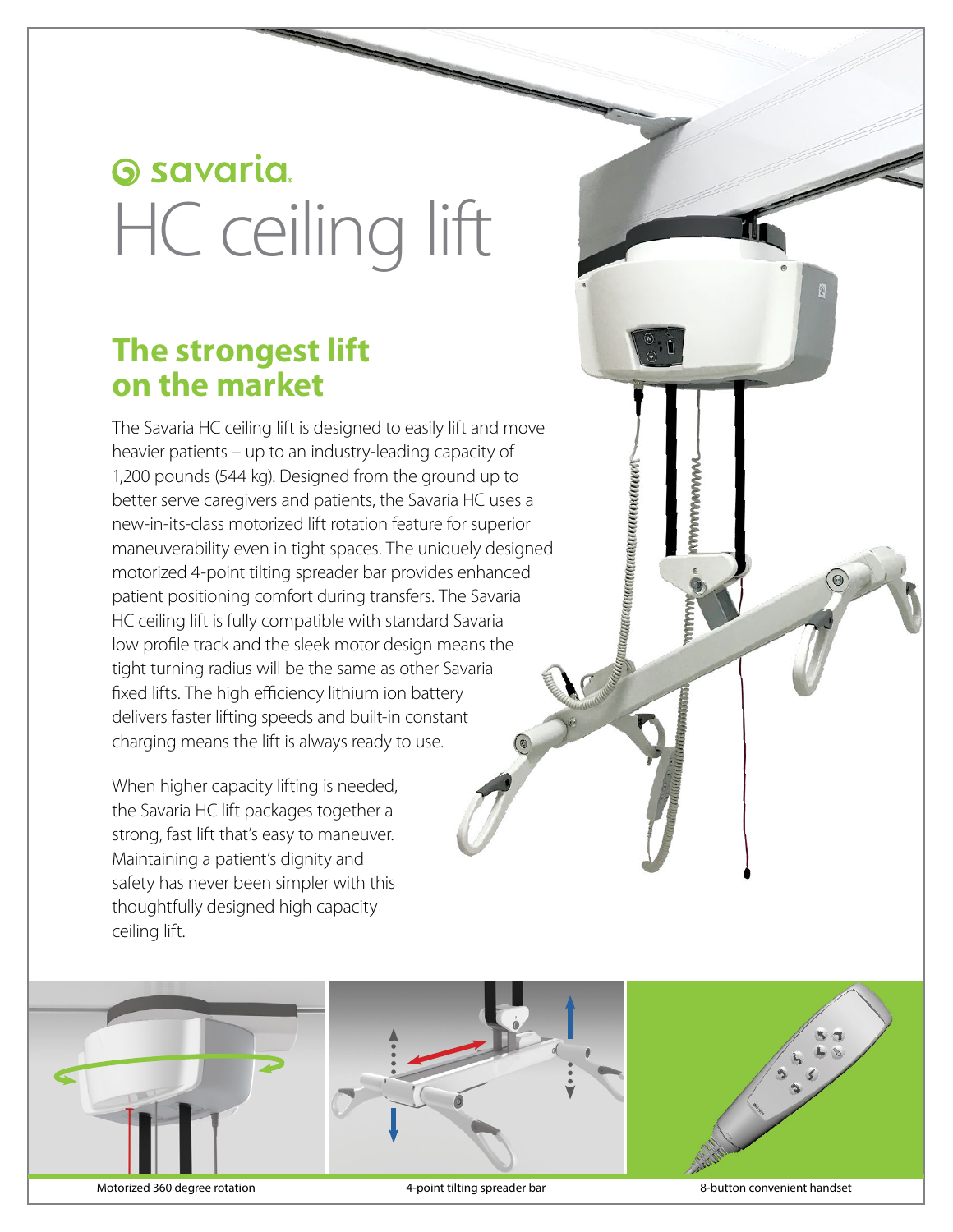savaria

# HC ceiling lift

## The strongest lift on the market

The Savaria HC ceiling lift is designed to easily lift and move heavier patients – up to an industry-leading capacity of 1,200 pounds (544 kg). Designed from the ground up to better serve caregivers and patients, the Savaria HC uses a new-in-its-class motorized lift rotation feature for superior maneuverability even in tight spaces. The uniquely designed motorized 4-point tilting spreader bar provides enhanced patient positioning comfort during transfers. The Savaria HC ceiling lift is fully compatible with standard Savaria low profile track and the sleek motor design means the tight turning radius will be the same as other Savaria fixed lifts. The high efficiency lithium ion battery delivers faster lifting speeds and built-in constant charging means the lift is always ready to use.

When higher capacity lifting is needed, the Savaria HC lift packages together a strong, fast lift that's easy to maneuver. Maintaining a patient's dignity and safety has never been simpler with this thoughtfully designed high capacity ceiling lift.

Motorized 360 degree rotation

4-point tilting spreader bar

8-button convenient handset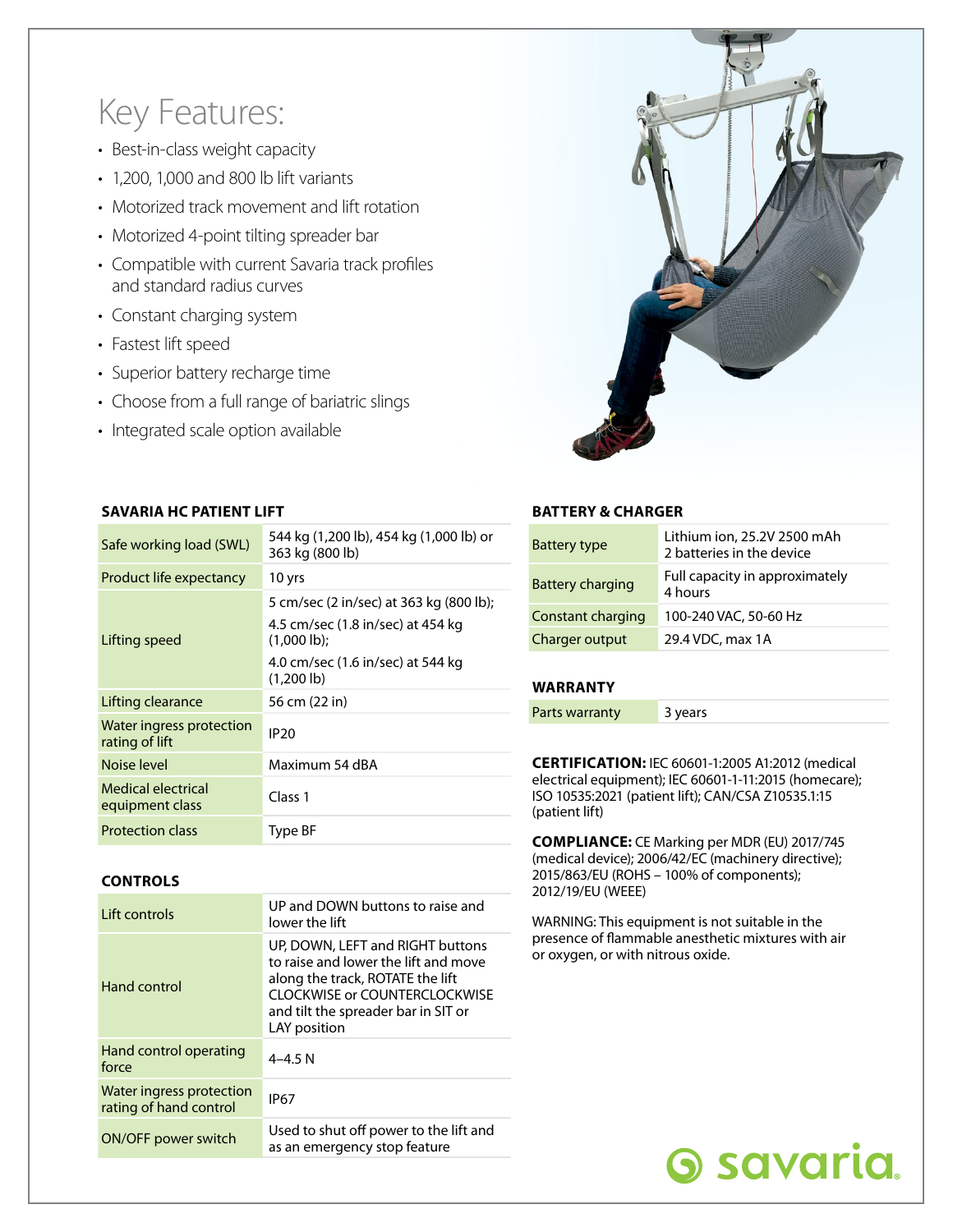# Key Features:

- Best-in-class weight capacity
- 1,200, 1,000 and 800 lb lift variants
- Motorized track movement and lift rotation
- Motorized 4-point tilting spreader bar
- Compatible with current Savaria track profiles and standard radius curves
- Constant charging system
- Fastest lift speed
- Superior battery recharge time
- Choose from a full range of bariatric slings
- Integrated scale option available

## SAVARIA HC PATIENT LIFT

| | |
|---|---|
| Safe working load (SWL) | 544 kg (1,200 lb), 454 kg (1,000 lb) or 363 kg (800 lb) |
| Product life expectancy | 10 yrs |
| Lifting speed | 5 cm/sec (2 in/sec) at 363 kg (800 lb); 4.5 cm/sec (1.8 in/sec) at 454 kg (1,000 lb); 4.0 cm/sec (1.6 in/sec) at 544 kg (1,200 lb) |
| Lifting clearance | 56 cm (22 in) |
| Water ingress protection rating of lift | IP20 |
| Noise level | Maximum 54 dBA |
| Medical electrical equipment class | Class 1 |
| Protection class | Type BF |

## CONTROLS

| | |
|---|---|
| Lift controls | UP and DOWN buttons to raise and lower the lift |
| Hand control | UP, DOWN, LEFT and RIGHT buttons to raise and lower the lift and move along the track, ROTATE the lift CLOCKWISE or COUNTERCLOCKWISE and tilt the spreader bar in SIT or LAY position |
| Hand control operating force | 4–4.5 N |
| Water ingress protection rating of hand control | IP67 |
| ON/OFF power switch | Used to shut off power to the lift and as an emergency stop feature |

## BATTERY & CHARGER

| | |
|---|---|
| Battery type | Lithium ion, 25.2V 2500 mAh 2 batteries in the device |
| Battery charging | Full capacity in approximately 4 hours |
| Constant charging | 100-240 VAC, 50-60 Hz |
| Charger output | 29.4 VDC, max 1A |

## WARRANTY

| | |
|---|---|
| Parts warranty | 3 years |

**CERTIFICATION:** IEC 60601-1:2005 A1:2012 (medical electrical equipment); IEC 60601-1-11:2015 (homecare); ISO 10535:2021 (patient lift); CAN/CSA Z10535.1:15 (patient lift)

**COMPLIANCE:** CE Marking per MDR (EU) 2017/745 (medical device); 2006/42/EC (machinery directive); 2015/863/EU (ROHS – 100% of components); 2012/19/EU (WEEE)

WARNING: This equipment is not suitable in the presence of flammable anesthetic mixtures with air or oxygen, or with nitrous oxide.

savaria